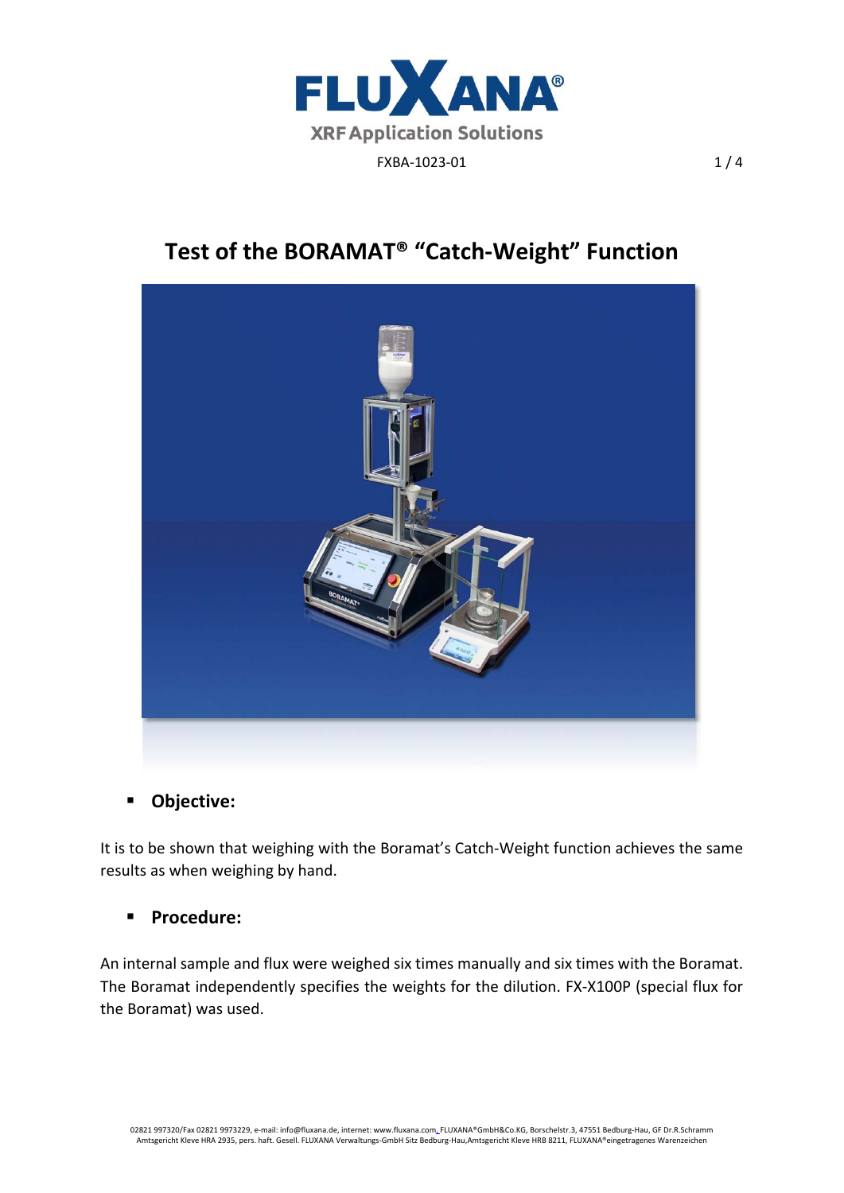FXBA-1023-01

# Test of the BORAMAT® "Catch-Weight" Function

- **Objective:**

It is to be shown that weighing with the Boramat's Catch-Weight function achieves the same results as when weighing by hand.

- **Procedure:**

An internal sample and flux were weighed six times manually and six times with the Boramat. The Boramat independently specifies the weights for the dilution. FX-X100P (special flux for the Boramat) was used.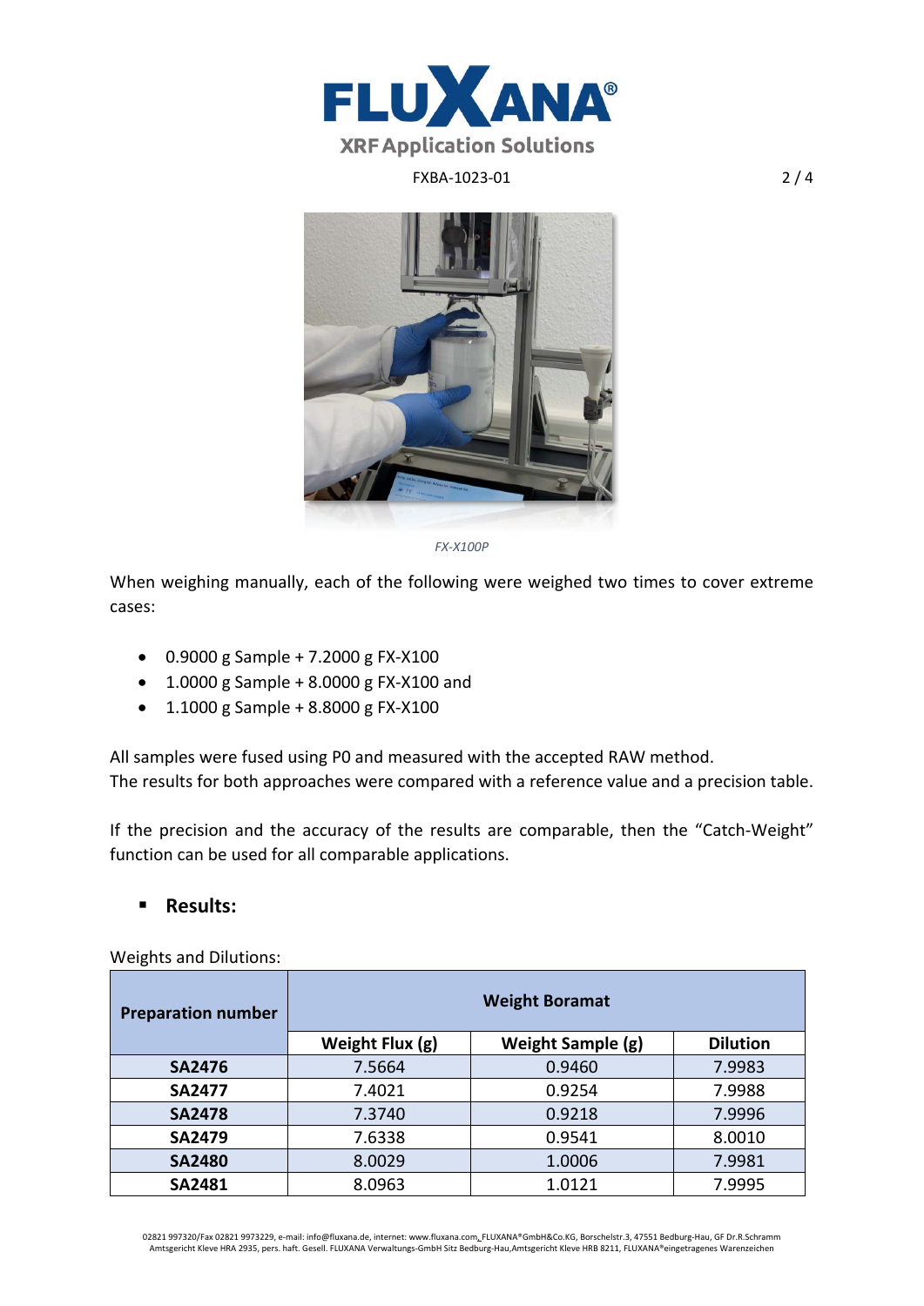FX-X100P

When weighing manually, each of the following were weighed two times to cover extreme cases:

- 0.9000 g Sample + 7.2000 g FX-X100
- 1.0000 g Sample + 8.0000 g FX-X100 and
- 1.1000 g Sample + 8.8000 g FX-X100

All samples were fused using P0 and measured with the accepted RAW method.
The results for both approaches were compared with a reference value and a precision table.

If the precision and the accuracy of the results are comparable, then the "Catch-Weight" function can be used for all comparable applications.

- **Results:**

Weights and Dilutions:

| Preparation number | Weight Boramat | | |
|---|---|---|---|
| | Weight Flux (g) | Weight Sample (g) | Dilution |
| SA2476 | 7.5664 | 0.9460 | 7.9983 |
| SA2477 | 7.4021 | 0.9254 | 7.9988 |
| SA2478 | 7.3740 | 0.9218 | 7.9996 |
| SA2479 | 7.6338 | 0.9541 | 8.0010 |
| SA2480 | 8.0029 | 1.0006 | 7.9981 |
| SA2481 | 8.0963 | 1.0121 | 7.9995 |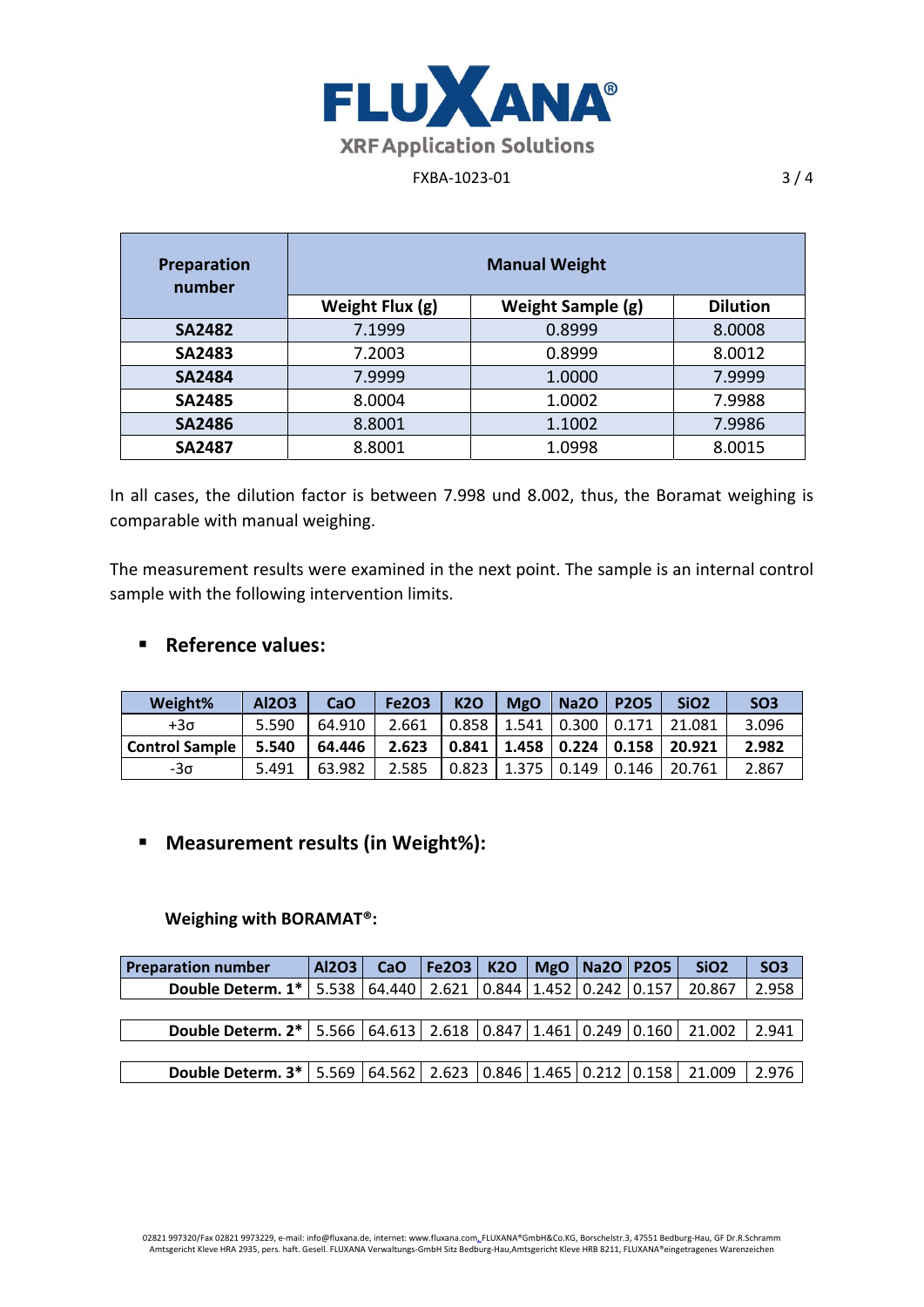| Preparation number | Manual Weight | | |
|---|---|---|---|
| | Weight Flux (g) | Weight Sample (g) | Dilution |
| **SA2482** | 7.1999 | 0.8999 | 8.0008 |
| **SA2483** | 7.2003 | 0.8999 | 8.0012 |
| **SA2484** | 7.9999 | 1.0000 | 7.9999 |
| **SA2485** | 8.0004 | 1.0002 | 7.9988 |
| **SA2486** | 8.8001 | 1.1002 | 7.9986 |
| **SA2487** | 8.8001 | 1.0998 | 8.0015 |

In all cases, the dilution factor is between 7.998 und 8.002, thus, the Boramat weighing is comparable with manual weighing.

The measurement results were examined in the next point. The sample is an internal control sample with the following intervention limits.

- **Reference values:**

| Weight% | Al2O3 | CaO | Fe2O3 | K2O | MgO | Na2O | P2O5 | SiO2 | SO3 |
|---|---|---|---|---|---|---|---|---|---|
| +3σ | 5.590 | 64.910 | 2.661 | 0.858 | 1.541 | 0.300 | 0.171 | 21.081 | 3.096 |
| **Control Sample** | **5.540** | **64.446** | **2.623** | **0.841** | **1.458** | **0.224** | **0.158** | **20.921** | **2.982** |
| -3σ | 5.491 | 63.982 | 2.585 | 0.823 | 1.375 | 0.149 | 0.146 | 20.761 | 2.867 |

- **Measurement results (in Weight%):**

**Weighing with BORAMAT®:**

| Preparation number | Al2O3 | CaO | Fe2O3 | K2O | MgO | Na2O | P2O5 | SiO2 | SO3 |
|---|---|---|---|---|---|---|---|---|---|
| **Double Determ. 1*** | 5.538 | 64.440 | 2.621 | 0.844 | 1.452 | 0.242 | 0.157 | 20.867 | 2.958 |
| **Double Determ. 2*** | 5.566 | 64.613 | 2.618 | 0.847 | 1.461 | 0.249 | 0.160 | 21.002 | 2.941 |
| **Double Determ. 3*** | 5.569 | 64.562 | 2.623 | 0.846 | 1.465 | 0.212 | 0.158 | 21.009 | 2.976 |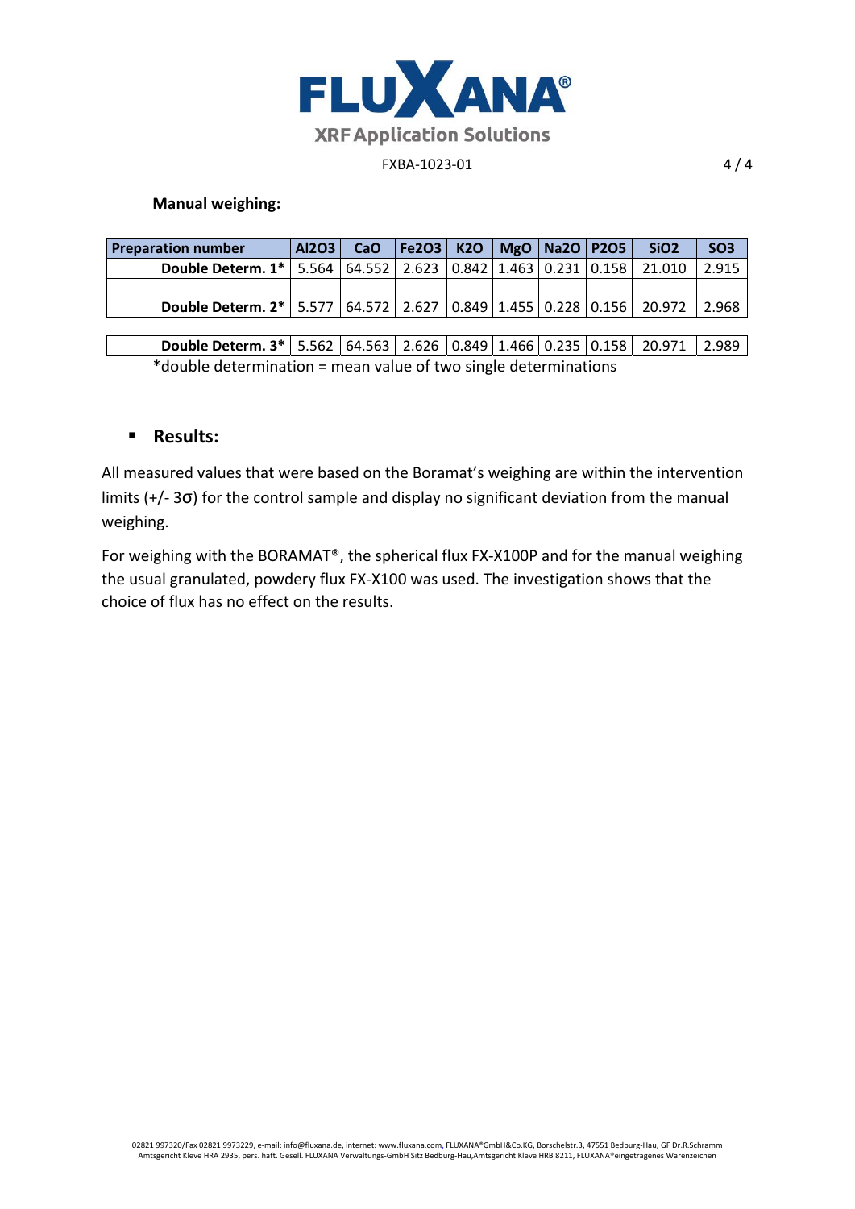**Manual weighing:**

| Preparation number | Al2O3 | CaO | Fe2O3 | K2O | MgO | Na2O | P2O5 | SiO2 | SO3 |
|---|---|---|---|---|---|---|---|---|---|
| Double Determ. 1* | 5.564 | 64.552 | 2.623 | 0.842 | 1.463 | 0.231 | 0.158 | 21.010 | 2.915 |
| | | | | | | | | | |
| Double Determ. 2* | 5.577 | 64.572 | 2.627 | 0.849 | 1.455 | 0.228 | 0.156 | 20.972 | 2.968 |
| Double Determ. 3* | 5.562 | 64.563 | 2.626 | 0.849 | 1.466 | 0.235 | 0.158 | 20.971 | 2.989 |

*double determination = mean value of two single determinations

- **Results:**

All measured values that were based on the Boramat's weighing are within the intervention limits (+/- 3σ) for the control sample and display no significant deviation from the manual weighing.

For weighing with the BORAMAT®, the spherical flux FX-X100P and for the manual weighing the usual granulated, powdery flux FX-X100 was used. The investigation shows that the choice of flux has no effect on the results.